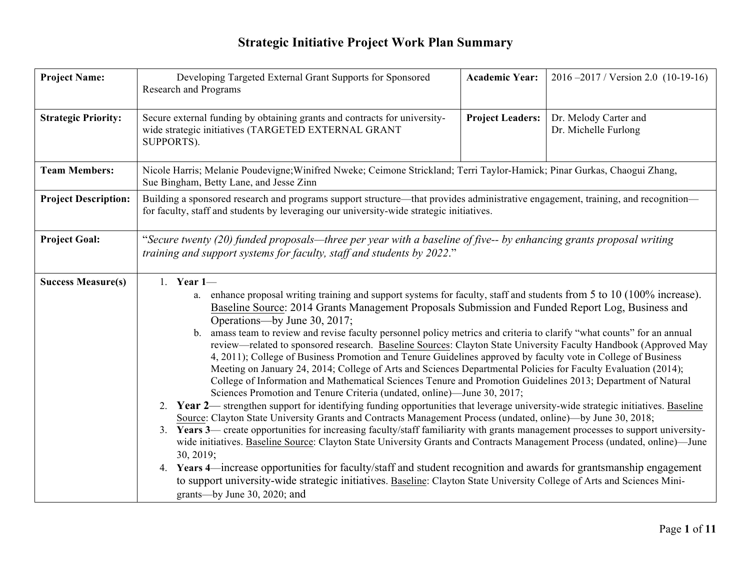# Strategic Initiative Project Work Plan Summary

| | | | |
|---|---|---|---|
| **Project Name:** | Developing Targeted External Grant Supports for Sponsored Research and Programs | **Academic Year:** | 2016 –2017 / Version 2.0 (10-19-16) |
| **Strategic Priority:** | Secure external funding by obtaining grants and contracts for university-wide strategic initiatives (TARGETED EXTERNAL GRANT SUPPORTS). | **Project Leaders:** | Dr. Melody Carter and Dr. Michelle Furlong |
| **Team Members:** | Nicole Harris; Melanie Poudevigne;Winifred Nweke; Ceimone Strickland; Terri Taylor-Hamick; Pinar Gurkas, Chaogui Zhang, Sue Bingham, Betty Lane, and Jesse Zinn | | |
| **Project Description:** | Building a sponsored research and programs support structure—that provides administrative engagement, training, and recognition—for faculty, staff and students by leveraging our university-wide strategic initiatives. | | |
| **Project Goal:** | "*Secure twenty (20) funded proposals—three per year with a baseline of five-- by enhancing grants proposal writing training and support systems for faculty, staff and students by 2022*." | | |
| **Success Measure(s)** | 1. **Year 1**—<br>a. enhance proposal writing training and support systems for faculty, staff and students from 5 to 10 (100% increase). <u>Baseline Source</u>: 2014 Grants Management Proposals Submission and Funded Report Log, Business and Operations—by June 30, 2017;<br>b. amass team to review and revise faculty personnel policy metrics and criteria to clarify "what counts" for an annual review—related to sponsored research. <u>Baseline Sources</u>: Clayton State University Faculty Handbook (Approved May 4, 2011); College of Business Promotion and Tenure Guidelines approved by faculty vote in College of Business Meeting on January 24, 2014; College of Arts and Sciences Departmental Policies for Faculty Evaluation (2014); College of Information and Mathematical Sciences Tenure and Promotion Guidelines 2013; Department of Natural Sciences Promotion and Tenure Criteria (undated, online)—June 30, 2017;<br>2. **Year 2**— strengthen support for identifying funding opportunities that leverage university-wide strategic initiatives. <u>Baseline Source</u>: Clayton State University Grants and Contracts Management Process (undated, online)—by June 30, 2018;<br>3. **Years 3**— create opportunities for increasing faculty/staff familiarity with grants management processes to support university-wide initiatives. <u>Baseline Source</u>: Clayton State University Grants and Contracts Management Process (undated, online)—June 30, 2019;<br>4. **Years 4**—increase opportunities for faculty/staff and student recognition and awards for grantsmanship engagement to support university-wide strategic initiatives. <u>Baseline</u>: Clayton State University College of Arts and Sciences Mini-grants—by June 30, 2020; and | | |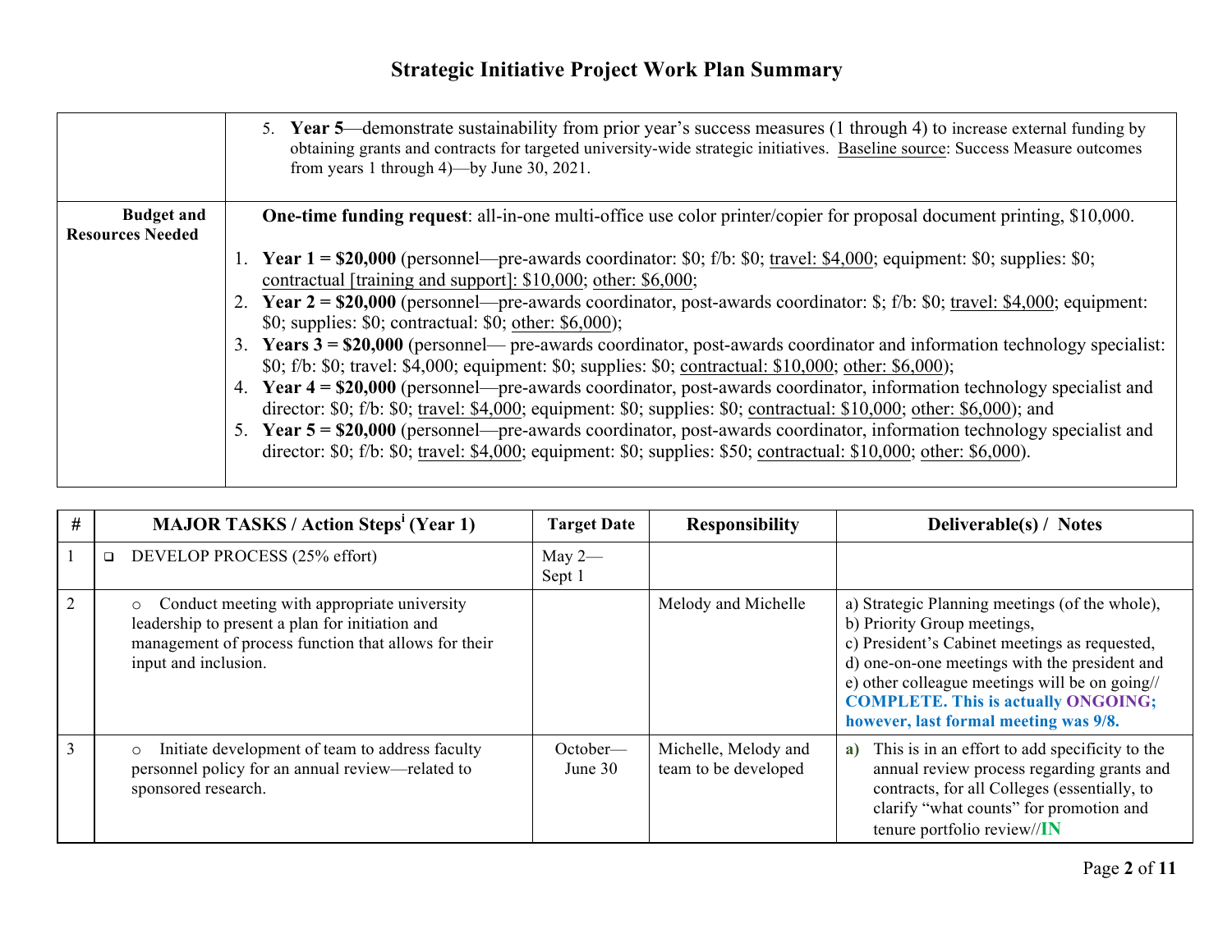# Strategic Initiative Project Work Plan Summary

| | |
|---|---|
| | 5. **Year 5**—demonstrate sustainability from prior year's success measures (1 through 4) to increase external funding by obtaining grants and contracts for targeted university-wide strategic initiatives. Baseline source: Success Measure outcomes from years 1 through 4)—by June 30, 2021. |
| **Budget and Resources Needed** | **One-time funding request**: all-in-one multi-office use color printer/copier for proposal document printing, $10,000.<br><br>1. **Year 1 = $20,000** (personnel—pre-awards coordinator: $0; f/b: $0; travel: $4,000; equipment: $0; supplies: $0; contractual [training and support]: $10,000; other: $6,000;<br>2. **Year 2 = $20,000** (personnel—pre-awards coordinator, post-awards coordinator: $; f/b: $0; travel: $4,000; equipment: $0; supplies: $0; contractual: $0; other: $6,000);<br>3. **Years 3 = $20,000** (personnel— pre-awards coordinator, post-awards coordinator and information technology specialist: $0; f/b: $0; travel: $4,000; equipment: $0; supplies: $0; contractual: $10,000; other: $6,000);<br>4. **Year 4 = $20,000** (personnel—pre-awards coordinator, post-awards coordinator, information technology specialist and director: $0; f/b: $0; travel: $4,000; equipment: $0; supplies: $0; contractual: $10,000; other: $6,000); and<br>5. **Year 5 = $20,000** (personnel—pre-awards coordinator, post-awards coordinator, information technology specialist and director: $0; f/b: $0; travel: $4,000; equipment: $0; supplies: $50; contractual: $10,000; other: $6,000). |

| # | MAJOR TASKS / Action Steps[i] (Year 1) | Target Date | Responsibility | Deliverable(s) / Notes |
|---|---|---|---|---|
| 1 | ❑ DEVELOP PROCESS (25% effort) | May 2—Sept 1 | | |
| 2 | ○ Conduct meeting with appropriate university leadership to present a plan for initiation and management of process function that allows for their input and inclusion. | | Melody and Michelle | a) Strategic Planning meetings (of the whole), b) Priority Group meetings, c) President's Cabinet meetings as requested, d) one-on-one meetings with the president and e) other colleague meetings will be on going// **COMPLETE. This is actually ONGOING; however, last formal meeting was 9/8.** |
| 3 | ○ Initiate development of team to address faculty personnel policy for an annual review—related to sponsored research. | October—June 30 | Michelle, Melody and team to be developed | **a)** This is in an effort to add specificity to the annual review process regarding grants and contracts, for all Colleges (essentially, to clarify "what counts" for promotion and tenure portfolio review//**IN** |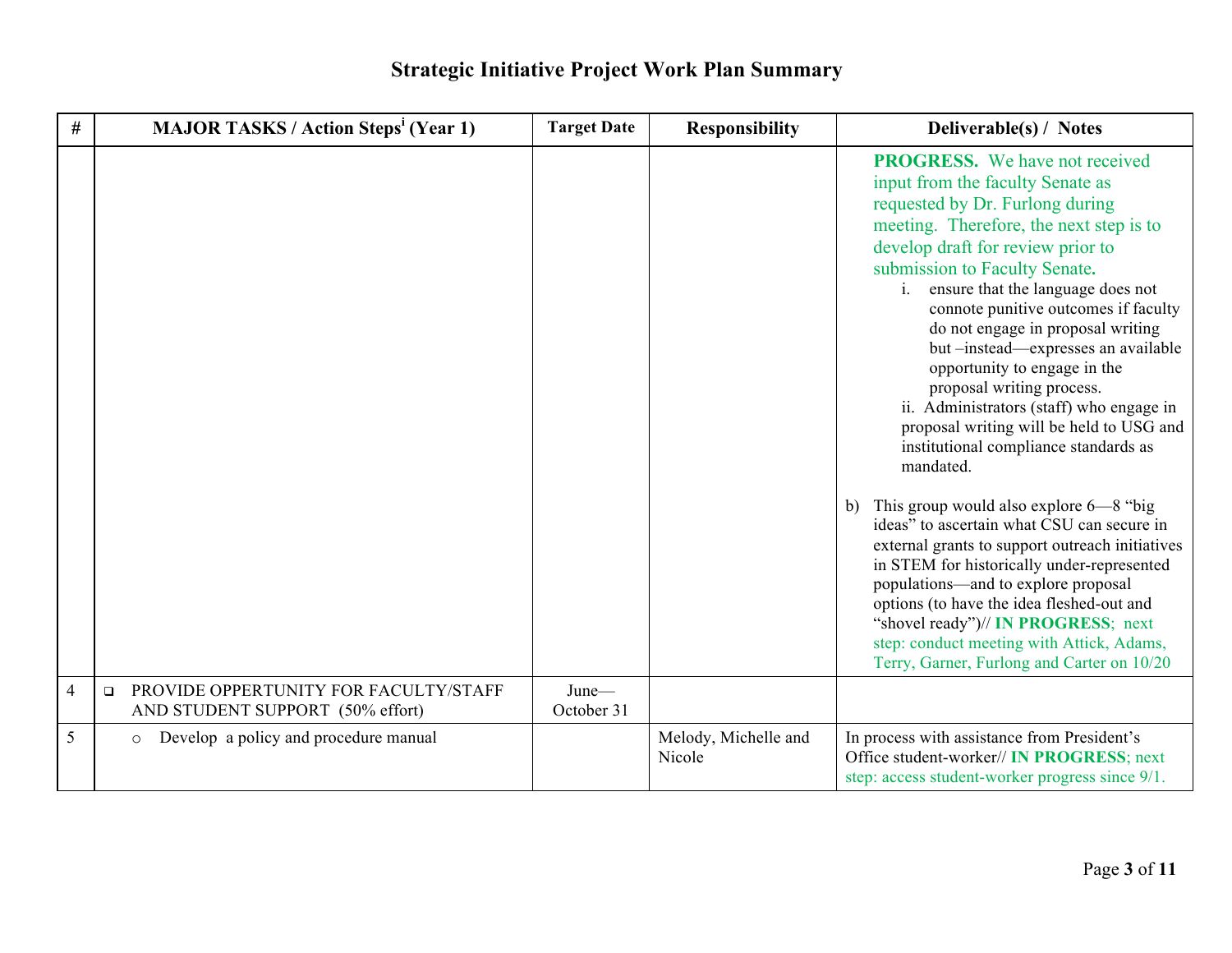# Strategic Initiative Project Work Plan Summary

| # | MAJOR TASKS / Action Steps[i] (Year 1) | Target Date | Responsibility | Deliverable(s) / Notes |
|---|---|---|---|---|
| | | | | **PROGRESS.** We have not received input from the faculty Senate as requested by Dr. Furlong during meeting. Therefore, the next step is to develop draft for review prior to submission to Faculty Senate**.**<br>i. ensure that the language does not connote punitive outcomes if faculty do not engage in proposal writing but –instead—expresses an available opportunity to engage in the proposal writing process.<br>ii. Administrators (staff) who engage in proposal writing will be held to USG and institutional compliance standards as mandated.<br><br>b) This group would also explore 6—8 "big ideas" to ascertain what CSU can secure in external grants to support outreach initiatives in STEM for historically under-represented populations—and to explore proposal options (to have the idea fleshed-out and "shovel ready")// **IN PROGRESS**; next step: conduct meeting with Attick, Adams, Terry, Garner, Furlong and Carter on 10/20 |
| 4 | ❑ PROVIDE OPPERTUNITY FOR FACULTY/STAFF AND STUDENT SUPPORT (50% effort) | June—October 31 | | |
| 5 | ○ Develop a policy and procedure manual | | Melody, Michelle and Nicole | In process with assistance from President's Office student-worker// **IN PROGRESS**; next step: access student-worker progress since 9/1. |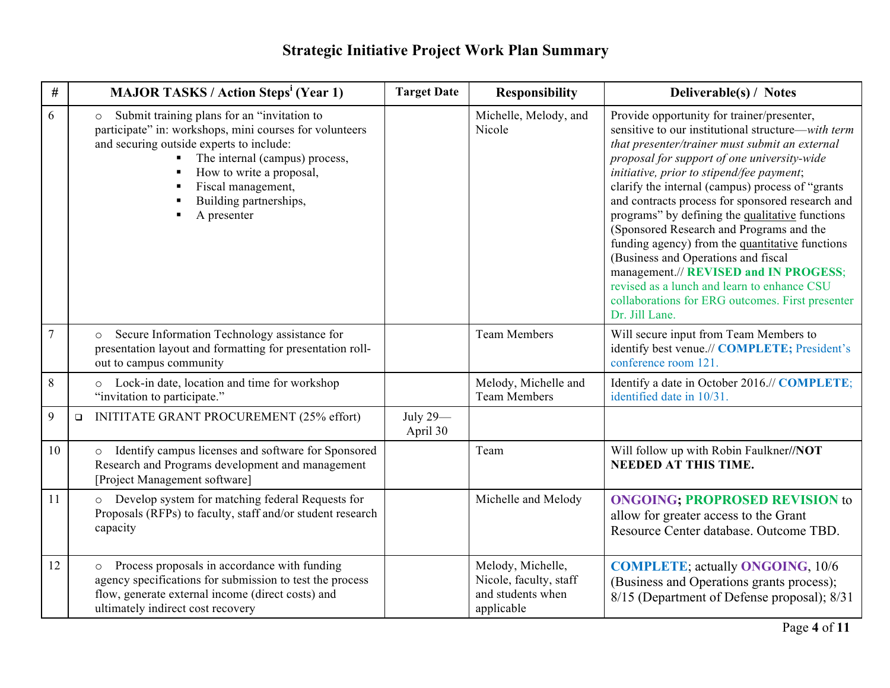# Strategic Initiative Project Work Plan Summary

| # | MAJOR TASKS / Action Steps[i] (Year 1) | Target Date | Responsibility | Deliverable(s) / Notes |
|---|---|---|---|---|
| 6 | ○ Submit training plans for an "invitation to participate" in: workshops, mini courses for volunteers and securing outside experts to include: ▪ The internal (campus) process, ▪ How to write a proposal, ▪ Fiscal management, ▪ Building partnerships, ▪ A presenter | | Michelle, Melody, and Nicole | Provide opportunity for trainer/presenter, sensitive to our institutional structure—*with term that presenter/trainer must submit an external proposal for support of one university-wide initiative, prior to stipend/fee payment*; clarify the internal (campus) process of "grants and contracts process for sponsored research and programs" by defining the qualitative functions (Sponsored Research and Programs and the funding agency) from the quantitative functions (Business and Operations and fiscal management.// **REVISED and IN PROGESS**; revised as a lunch and learn to enhance CSU collaborations for ERG outcomes. First presenter Dr. Jill Lane. |
| 7 | ○ Secure Information Technology assistance for presentation layout and formatting for presentation roll-out to campus community | | Team Members | Will secure input from Team Members to identify best venue.// **COMPLETE;** President's conference room 121. |
| 8 | ○ Lock-in date, location and time for workshop "invitation to participate." | | Melody, Michelle and Team Members | Identify a date in October 2016.// **COMPLETE**; identified date in 10/31. |
| 9 | ❑ INITITATE GRANT PROCUREMENT (25% effort) | July 29—April 30 | | |
| 10 | ○ Identify campus licenses and software for Sponsored Research and Programs development and management [Project Management software] | | Team | Will follow up with Robin Faulkner//**NOT NEEDED AT THIS TIME.** |
| 11 | ○ Develop system for matching federal Requests for Proposals (RFPs) to faculty, staff and/or student research capacity | | Michelle and Melody | **ONGOING; PROPROSED REVISION** to allow for greater access to the Grant Resource Center database. Outcome TBD. |
| 12 | ○ Process proposals in accordance with funding agency specifications for submission to test the process flow, generate external income (direct costs) and ultimately indirect cost recovery | | Melody, Michelle, Nicole, faculty, staff and students when applicable | **COMPLETE**; actually **ONGOING**, 10/6 (Business and Operations grants process); 8/15 (Department of Defense proposal); 8/31 |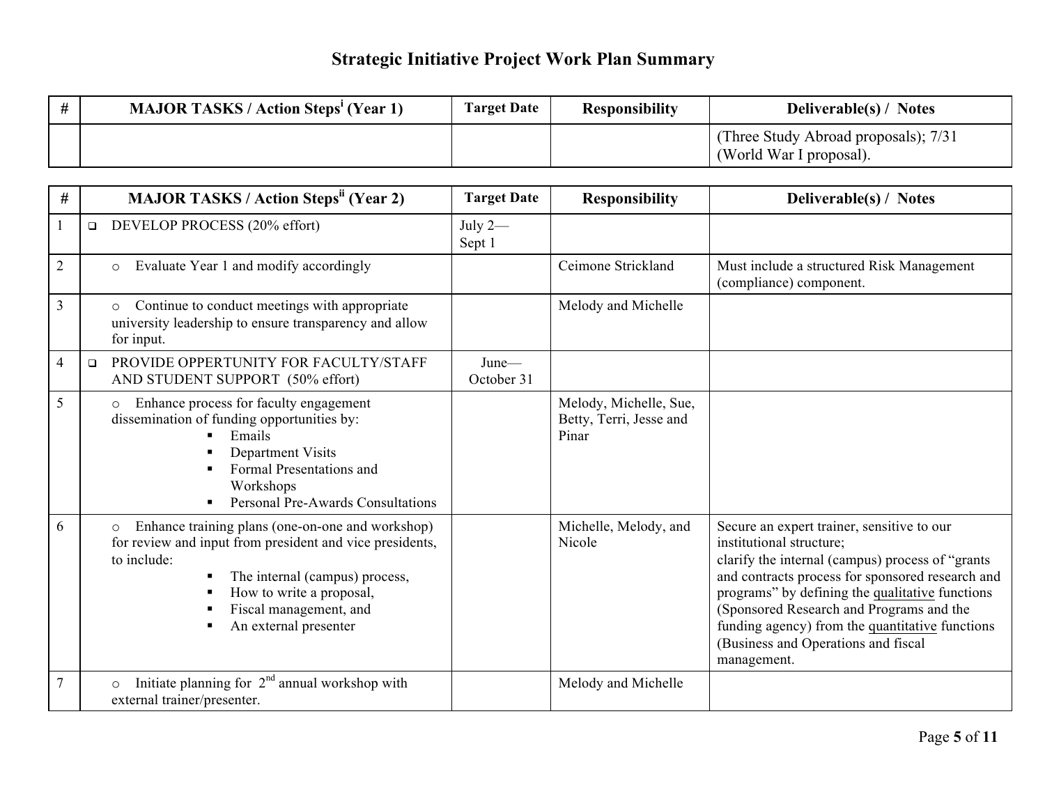## Strategic Initiative Project Work Plan Summary

| # | MAJOR TASKS / Action Steps[i] (Year 1) | Target Date | Responsibility | Deliverable(s) / Notes |
|---|---|---|---|---|
| | | | | (Three Study Abroad proposals); 7/31 (World War I proposal). |

| # | MAJOR TASKS / Action Steps[ii] (Year 2) | Target Date | Responsibility | Deliverable(s) / Notes |
|---|---|---|---|---|
| 1 | ❑ DEVELOP PROCESS (20% effort) | July 2—Sept 1 | | |
| 2 | ○ Evaluate Year 1 and modify accordingly | | Ceimone Strickland | Must include a structured Risk Management (compliance) component. |
| 3 | ○ Continue to conduct meetings with appropriate university leadership to ensure transparency and allow for input. | | Melody and Michelle | |
| 4 | ❑ PROVIDE OPPERTUNITY FOR FACULTY/STAFF AND STUDENT SUPPORT (50% effort) | June—October 31 | | |
| 5 | ○ Enhance process for faculty engagement dissemination of funding opportunities by: <br>▪ Emails <br>▪ Department Visits <br>▪ Formal Presentations and Workshops <br>▪ Personal Pre-Awards Consultations | | Melody, Michelle, Sue, Betty, Terri, Jesse and Pinar | |
| 6 | ○ Enhance training plans (one-on-one and workshop) for review and input from president and vice presidents, to include: <br>▪ The internal (campus) process, <br>▪ How to write a proposal, <br>▪ Fiscal management, and <br>▪ An external presenter | | Michelle, Melody, and Nicole | Secure an expert trainer, sensitive to our institutional structure; clarify the internal (campus) process of "grants and contracts process for sponsored research and programs" by defining the qualitative functions (Sponsored Research and Programs and the funding agency) from the quantitative functions (Business and Operations and fiscal management. |
| 7 | ○ Initiate planning for 2nd annual workshop with external trainer/presenter. | | Melody and Michelle | |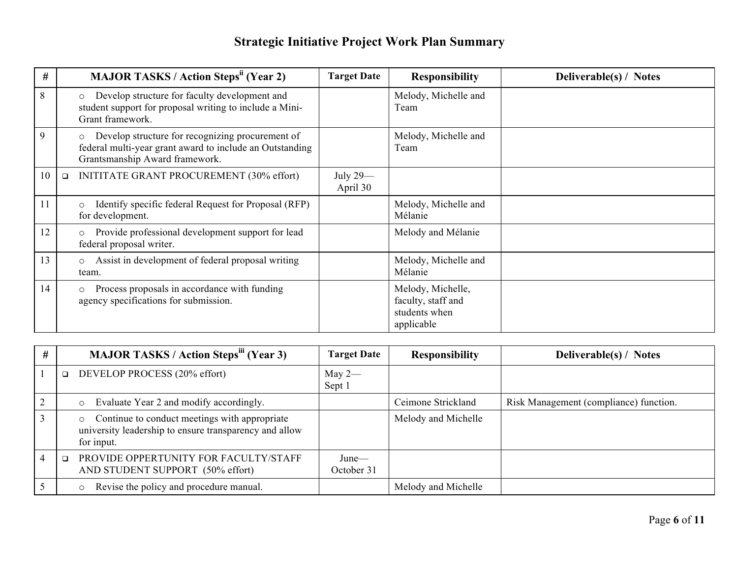# Strategic Initiative Project Work Plan Summary

| # | MAJOR TASKS / Action Steps[ii] (Year 2) | Target Date | Responsibility | Deliverable(s) / Notes |
|---|---|---|---|---|
| 8 | ○ Develop structure for faculty development and student support for proposal writing to include a Mini-Grant framework. | | Melody, Michelle and Team | |
| 9 | ○ Develop structure for recognizing procurement of federal multi-year grant award to include an Outstanding Grantsmanship Award framework. | | Melody, Michelle and Team | |
| 10 | ❑ INITITATE GRANT PROCUREMENT (30% effort) | July 29—April 30 | | |
| 11 | ○ Identify specific federal Request for Proposal (RFP) for development. | | Melody, Michelle and Mélanie | |
| 12 | ○ Provide professional development support for lead federal proposal writer. | | Melody and Mélanie | |
| 13 | ○ Assist in development of federal proposal writing team. | | Melody, Michelle and Mélanie | |
| 14 | ○ Process proposals in accordance with funding agency specifications for submission. | | Melody, Michelle, faculty, staff and students when applicable | |

| # | MAJOR TASKS / Action Steps[iii] (Year 3) | Target Date | Responsibility | Deliverable(s) / Notes |
|---|---|---|---|---|
| 1 | ❑ DEVELOP PROCESS (20% effort) | May 2—Sept 1 | | |
| 2 | ○ Evaluate Year 2 and modify accordingly. | | Ceimone Strickland | Risk Management (compliance) function. |
| 3 | ○ Continue to conduct meetings with appropriate university leadership to ensure transparency and allow for input. | | Melody and Michelle | |
| 4 | ❑ PROVIDE OPPERTUNITY FOR FACULTY/STAFF AND STUDENT SUPPORT (50% effort) | June—October 31 | | |
| 5 | ○ Revise the policy and procedure manual. | | Melody and Michelle | |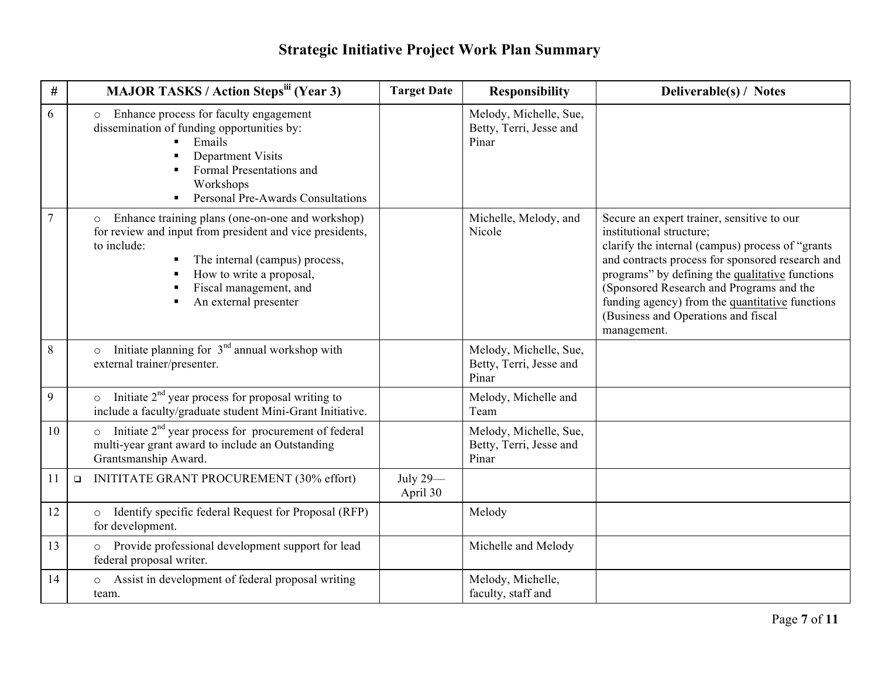# Strategic Initiative Project Work Plan Summary

| # | MAJOR TASKS / Action Steps[iii] (Year 3) | Target Date | Responsibility | Deliverable(s) / Notes |
|---|---|---|---|---|
| 6 | ○ Enhance process for faculty engagement dissemination of funding opportunities by: <br>▪ Emails <br>▪ Department Visits <br>▪ Formal Presentations and Workshops <br>▪ Personal Pre-Awards Consultations | | Melody, Michelle, Sue, Betty, Terri, Jesse and Pinar | |
| 7 | ○ Enhance training plans (one-on-one and workshop) for review and input from president and vice presidents, to include: <br>▪ The internal (campus) process, <br>▪ How to write a proposal, <br>▪ Fiscal management, and <br>▪ An external presenter | | Michelle, Melody, and Nicole | Secure an expert trainer, sensitive to our institutional structure; <br>clarify the internal (campus) process of "grants and contracts process for sponsored research and programs" by defining the <u>qualitative</u> functions (Sponsored Research and Programs and the funding agency) from the <u>quantitative</u> functions (Business and Operations and fiscal management. |
| 8 | ○ Initiate planning for 3nd annual workshop with external trainer/presenter. | | Melody, Michelle, Sue, Betty, Terri, Jesse and Pinar | |
| 9 | ○ Initiate 2nd year process for proposal writing to include a faculty/graduate student Mini-Grant Initiative. | | Melody, Michelle and Team | |
| 10 | ○ Initiate 2nd year process for procurement of federal multi-year grant award to include an Outstanding Grantsmanship Award. | | Melody, Michelle, Sue, Betty, Terri, Jesse and Pinar | |
| 11 | ❑ INITITATE GRANT PROCUREMENT (30% effort) | July 29—April 30 | | |
| 12 | ○ Identify specific federal Request for Proposal (RFP) for development. | | Melody | |
| 13 | ○ Provide professional development support for lead federal proposal writer. | | Michelle and Melody | |
| 14 | ○ Assist in development of federal proposal writing team. | | Melody, Michelle, faculty, staff and | |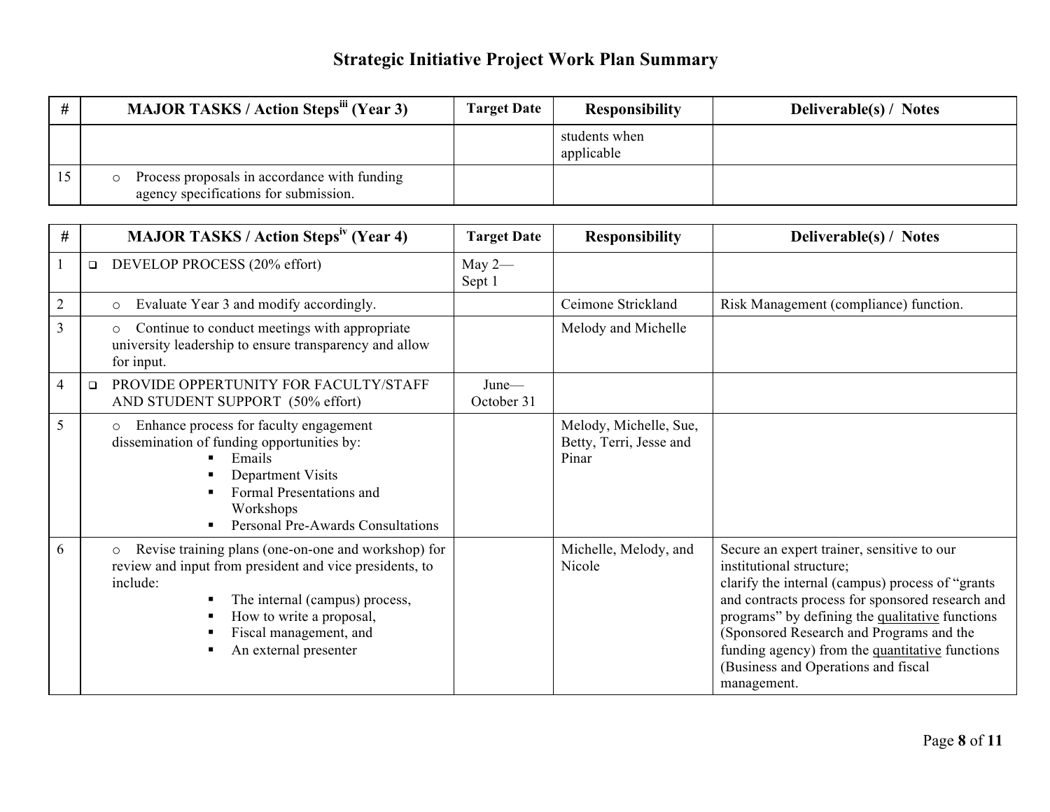# Strategic Initiative Project Work Plan Summary

| # | MAJOR TASKS / Action Steps[iii] (Year 3) | Target Date | Responsibility | Deliverable(s) / Notes |
|---|---|---|---|---|
| | | | students when applicable | |
| 15 | ○ Process proposals in accordance with funding agency specifications for submission. | | | |

| # | MAJOR TASKS / Action Steps[iv] (Year 4) | Target Date | Responsibility | Deliverable(s) / Notes |
|---|---|---|---|---|
| 1 | ❑ DEVELOP PROCESS (20% effort) | May 2—Sept 1 | | |
| 2 | ○ Evaluate Year 3 and modify accordingly. | | Ceimone Strickland | Risk Management (compliance) function. |
| 3 | ○ Continue to conduct meetings with appropriate university leadership to ensure transparency and allow for input. | | Melody and Michelle | |
| 4 | ❑ PROVIDE OPPERTUNITY FOR FACULTY/STAFF AND STUDENT SUPPORT (50% effort) | June—October 31 | | |
| 5 | ○ Enhance process for faculty engagement dissemination of funding opportunities by: <br>▪ Emails <br>▪ Department Visits <br>▪ Formal Presentations and Workshops <br>▪ Personal Pre-Awards Consultations | | Melody, Michelle, Sue, Betty, Terri, Jesse and Pinar | |
| 6 | ○ Revise training plans (one-on-one and workshop) for review and input from president and vice presidents, to include: <br>▪ The internal (campus) process, <br>▪ How to write a proposal, <br>▪ Fiscal management, and <br>▪ An external presenter | | Michelle, Melody, and Nicole | Secure an expert trainer, sensitive to our institutional structure; clarify the internal (campus) process of "grants and contracts process for sponsored research and programs" by defining the qualitative functions (Sponsored Research and Programs and the funding agency) from the quantitative functions (Business and Operations and fiscal management. |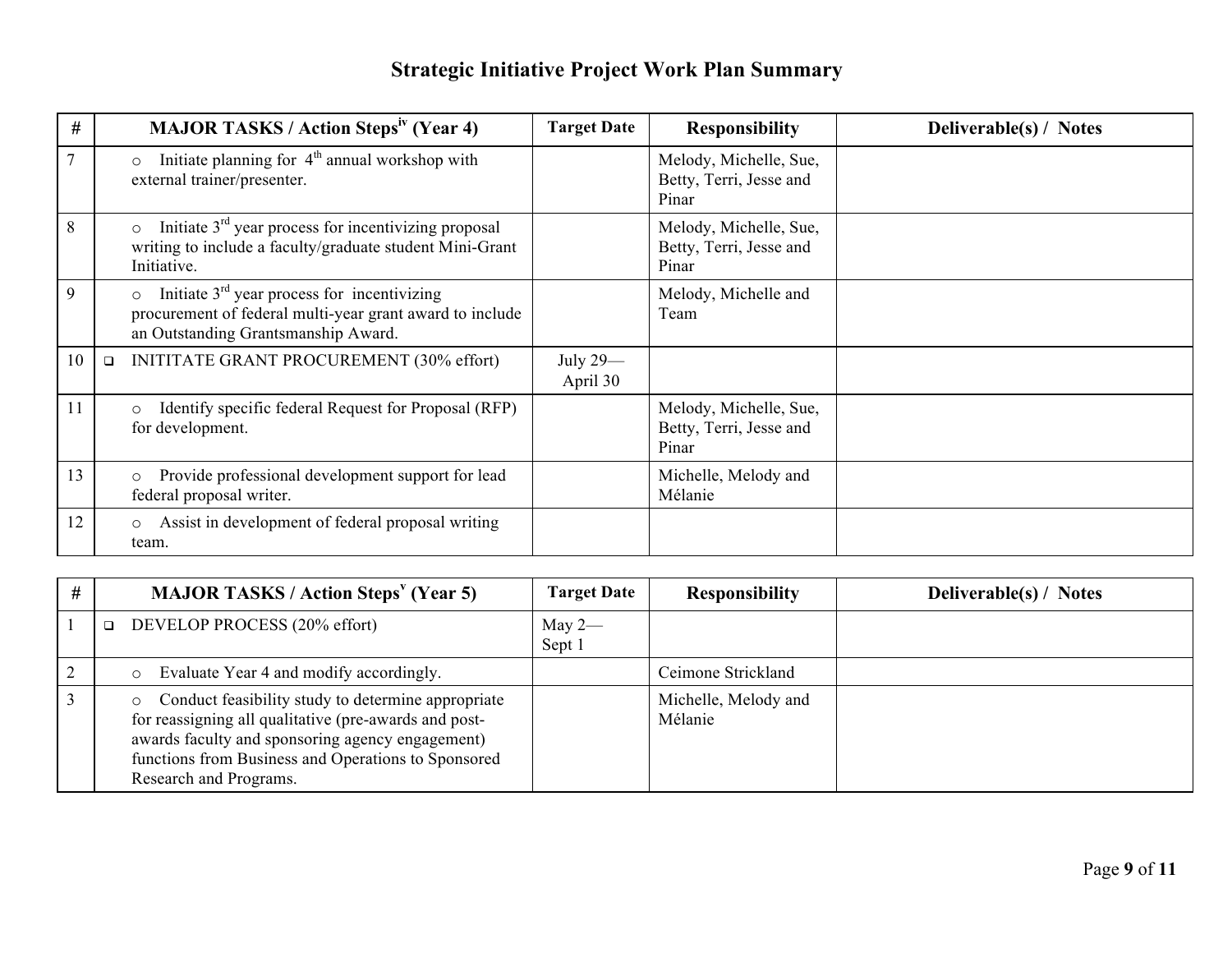# Strategic Initiative Project Work Plan Summary

| # | MAJOR TASKS / Action Steps[iv] (Year 4) | Target Date | Responsibility | Deliverable(s) / Notes |
|---|---|---|---|---|
| 7 | ○ Initiate planning for 4th annual workshop with external trainer/presenter. | | Melody, Michelle, Sue, Betty, Terri, Jesse and Pinar | |
| 8 | ○ Initiate 3rd year process for incentivizing proposal writing to include a faculty/graduate student Mini-Grant Initiative. | | Melody, Michelle, Sue, Betty, Terri, Jesse and Pinar | |
| 9 | ○ Initiate 3rd year process for incentivizing procurement of federal multi-year grant award to include an Outstanding Grantsmanship Award. | | Melody, Michelle and Team | |
| 10 | ❑ INITITATE GRANT PROCUREMENT (30% effort) | July 29—April 30 | | |
| 11 | ○ Identify specific federal Request for Proposal (RFP) for development. | | Melody, Michelle, Sue, Betty, Terri, Jesse and Pinar | |
| 13 | ○ Provide professional development support for lead federal proposal writer. | | Michelle, Melody and Mélanie | |
| 12 | ○ Assist in development of federal proposal writing team. | | | |

| # | MAJOR TASKS / Action Steps[v] (Year 5) | Target Date | Responsibility | Deliverable(s) / Notes |
|---|---|---|---|---|
| 1 | ❑ DEVELOP PROCESS (20% effort) | May 2—Sept 1 | | |
| 2 | ○ Evaluate Year 4 and modify accordingly. | | Ceimone Strickland | |
| 3 | ○ Conduct feasibility study to determine appropriate for reassigning all qualitative (pre-awards and post-awards faculty and sponsoring agency engagement) functions from Business and Operations to Sponsored Research and Programs. | | Michelle, Melody and Mélanie | |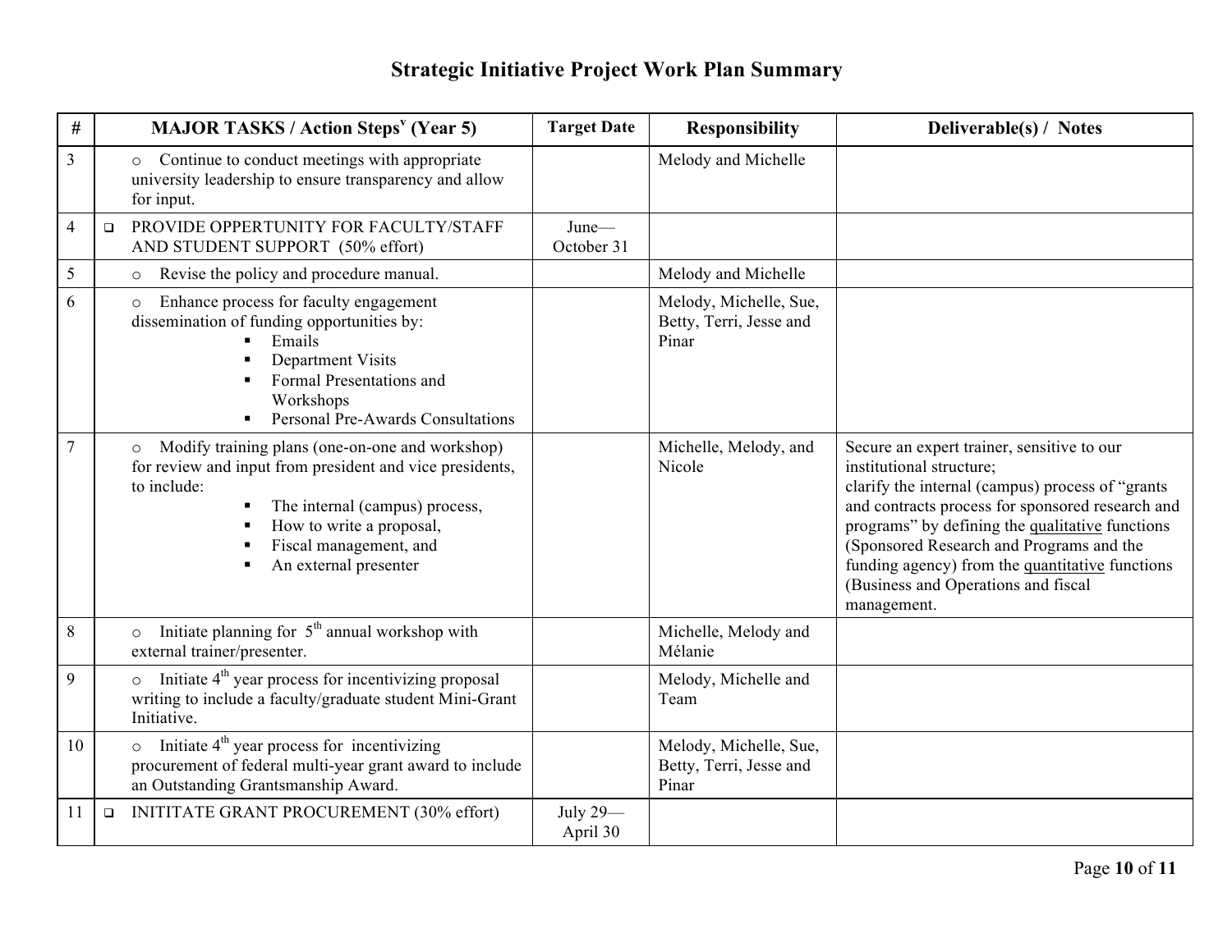# Strategic Initiative Project Work Plan Summary

| # | MAJOR TASKS / Action Steps[v] (Year 5) | Target Date | Responsibility | Deliverable(s) / Notes |
|---|---|---|---|---|
| 3 | ○ Continue to conduct meetings with appropriate university leadership to ensure transparency and allow for input. | | Melody and Michelle | |
| 4 | ❑ PROVIDE OPPERTUNITY FOR FACULTY/STAFF AND STUDENT SUPPORT (50% effort) | June—October 31 | | |
| 5 | ○ Revise the policy and procedure manual. | | Melody and Michelle | |
| 6 | ○ Enhance process for faculty engagement dissemination of funding opportunities by:<br>▪ Emails<br>▪ Department Visits<br>▪ Formal Presentations and Workshops<br>▪ Personal Pre-Awards Consultations | | Melody, Michelle, Sue, Betty, Terri, Jesse and Pinar | |
| 7 | ○ Modify training plans (one-on-one and workshop) for review and input from president and vice presidents, to include:<br>▪ The internal (campus) process,<br>▪ How to write a proposal,<br>▪ Fiscal management, and<br>▪ An external presenter | | Michelle, Melody, and Nicole | Secure an expert trainer, sensitive to our institutional structure;<br>clarify the internal (campus) process of "grants and contracts process for sponsored research and programs" by defining the qualitative functions (Sponsored Research and Programs and the funding agency) from the quantitative functions (Business and Operations and fiscal management. |
| 8 | ○ Initiate planning for 5th annual workshop with external trainer/presenter. | | Michelle, Melody and Mélanie | |
| 9 | ○ Initiate 4th year process for incentivizing proposal writing to include a faculty/graduate student Mini-Grant Initiative. | | Melody, Michelle and Team | |
| 10 | ○ Initiate 4th year process for incentivizing procurement of federal multi-year grant award to include an Outstanding Grantsmanship Award. | | Melody, Michelle, Sue, Betty, Terri, Jesse and Pinar | |
| 11 | ❑ INITITATE GRANT PROCUREMENT (30% effort) | July 29—April 30 | | |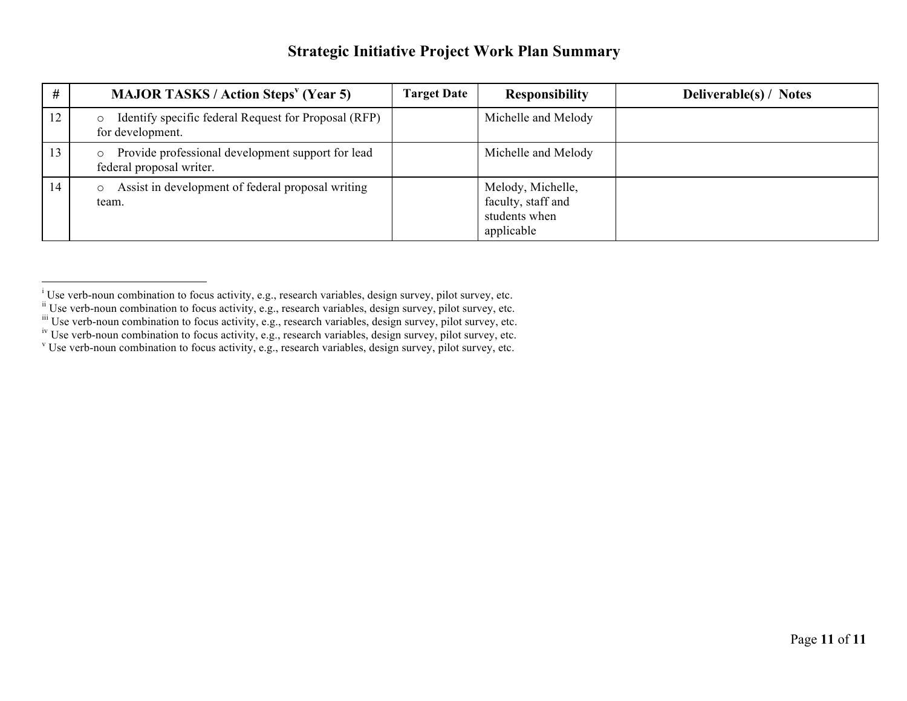## Strategic Initiative Project Work Plan Summary

| # | MAJOR TASKS / Action Steps[v] (Year 5) | Target Date | Responsibility | Deliverable(s) / Notes |
|---|---|---|---|---|
| 12 | o Identify specific federal Request for Proposal (RFP) for development. | | Michelle and Melody | |
| 13 | o Provide professional development support for lead federal proposal writer. | | Michelle and Melody | |
| 14 | o Assist in development of federal proposal writing team. | | Melody, Michelle, faculty, staff and students when applicable | |

---

[i] Use verb-noun combination to focus activity, e.g., research variables, design survey, pilot survey, etc.
[ii] Use verb-noun combination to focus activity, e.g., research variables, design survey, pilot survey, etc.
[iii] Use verb-noun combination to focus activity, e.g., research variables, design survey, pilot survey, etc.
[iv] Use verb-noun combination to focus activity, e.g., research variables, design survey, pilot survey, etc.
[v] Use verb-noun combination to focus activity, e.g., research variables, design survey, pilot survey, etc.